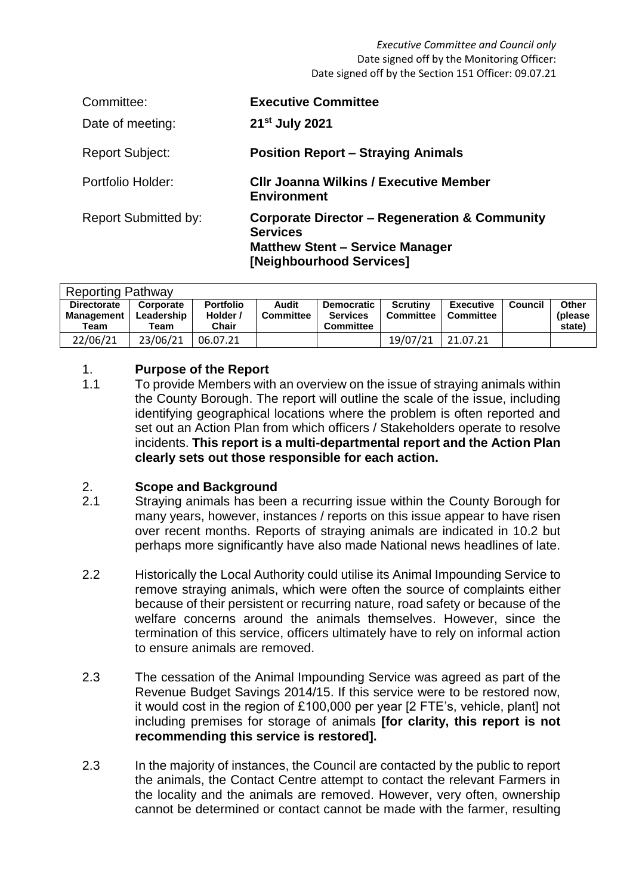*Executive Committee and Council only*
Date signed off by the Monitoring Officer:
Date signed off by the Section 151 Officer: 09.07.21

| | |
|---|---|
| Committee: | **Executive Committee** |
| Date of meeting: | **21st July 2021** |
| Report Subject: | **Position Report – Straying Animals** |
| Portfolio Holder: | **Cllr Joanna Wilkins / Executive Member Environment** |
| Report Submitted by: | **Corporate Director – Regeneration & Community Services**<br>**Matthew Stent – Service Manager [Neighbourhood Services]** |

| Reporting Pathway | | | | | | | | |
|---|---|---|---|---|---|---|---|---|
| **Directorate Management Team** | **Corporate Leadership Team** | **Portfolio Holder / Chair** | **Audit Committee** | **Democratic Services Committee** | **Scrutiny Committee** | **Executive Committee** | **Council** | **Other (please state)** |
| 22/06/21 | 23/06/21 | 06.07.21 | | | 19/07/21 | 21.07.21 | | |

## 1. Purpose of the Report

1.1 To provide Members with an overview on the issue of straying animals within the County Borough. The report will outline the scale of the issue, including identifying geographical locations where the problem is often reported and set out an Action Plan from which officers / Stakeholders operate to resolve incidents. **This report is a multi-departmental report and the Action Plan clearly sets out those responsible for each action.**

## 2. Scope and Background

2.1 Straying animals has been a recurring issue within the County Borough for many years, however, instances / reports on this issue appear to have risen over recent months. Reports of straying animals are indicated in 10.2 but perhaps more significantly have also made National news headlines of late.

2.2 Historically the Local Authority could utilise its Animal Impounding Service to remove straying animals, which were often the source of complaints either because of their persistent or recurring nature, road safety or because of the welfare concerns around the animals themselves. However, since the termination of this service, officers ultimately have to rely on informal action to ensure animals are removed.

2.3 The cessation of the Animal Impounding Service was agreed as part of the Revenue Budget Savings 2014/15. If this service were to be restored now, it would cost in the region of £100,000 per year [2 FTE's, vehicle, plant] not including premises for storage of animals **[for clarity, this report is not recommending this service is restored].**

2.3 In the majority of instances, the Council are contacted by the public to report the animals, the Contact Centre attempt to contact the relevant Farmers in the locality and the animals are removed. However, very often, ownership cannot be determined or contact cannot be made with the farmer, resulting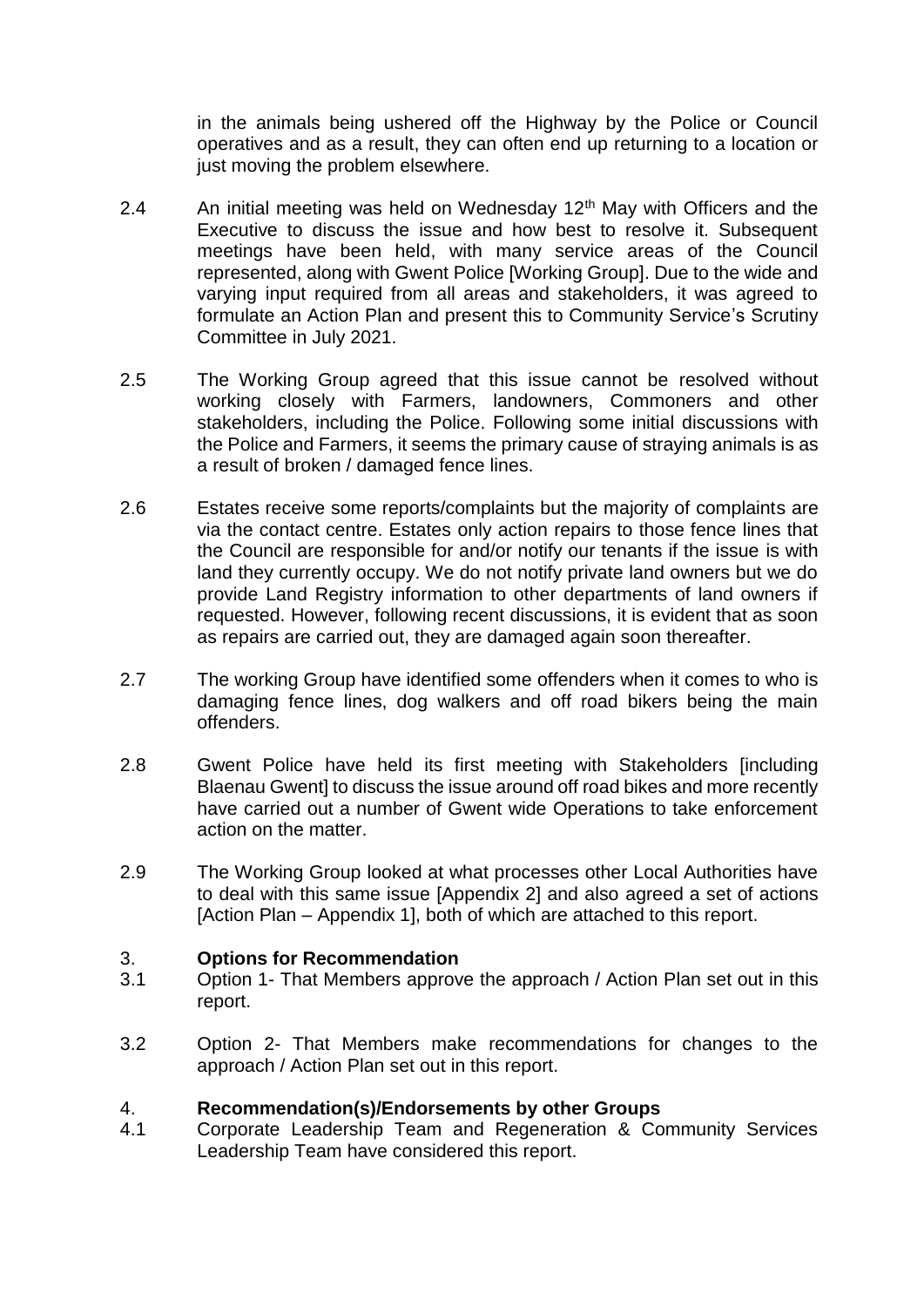in the animals being ushered off the Highway by the Police or Council operatives and as a result, they can often end up returning to a location or just moving the problem elsewhere.

2.4 An initial meeting was held on Wednesday 12th May with Officers and the Executive to discuss the issue and how best to resolve it. Subsequent meetings have been held, with many service areas of the Council represented, along with Gwent Police [Working Group]. Due to the wide and varying input required from all areas and stakeholders, it was agreed to formulate an Action Plan and present this to Community Service's Scrutiny Committee in July 2021.

2.5 The Working Group agreed that this issue cannot be resolved without working closely with Farmers, landowners, Commoners and other stakeholders, including the Police. Following some initial discussions with the Police and Farmers, it seems the primary cause of straying animals is as a result of broken / damaged fence lines.

2.6 Estates receive some reports/complaints but the majority of complaints are via the contact centre. Estates only action repairs to those fence lines that the Council are responsible for and/or notify our tenants if the issue is with land they currently occupy. We do not notify private land owners but we do provide Land Registry information to other departments of land owners if requested. However, following recent discussions, it is evident that as soon as repairs are carried out, they are damaged again soon thereafter.

2.7 The working Group have identified some offenders when it comes to who is damaging fence lines, dog walkers and off road bikers being the main offenders.

2.8 Gwent Police have held its first meeting with Stakeholders [including Blaenau Gwent] to discuss the issue around off road bikes and more recently have carried out a number of Gwent wide Operations to take enforcement action on the matter.

2.9 The Working Group looked at what processes other Local Authorities have to deal with this same issue [Appendix 2] and also agreed a set of actions [Action Plan – Appendix 1], both of which are attached to this report.

## 3. **Options for Recommendation**

3.1 Option 1- That Members approve the approach / Action Plan set out in this report.

3.2 Option 2- That Members make recommendations for changes to the approach / Action Plan set out in this report.

## 4. **Recommendation(s)/Endorsements by other Groups**

4.1 Corporate Leadership Team and Regeneration & Community Services Leadership Team have considered this report.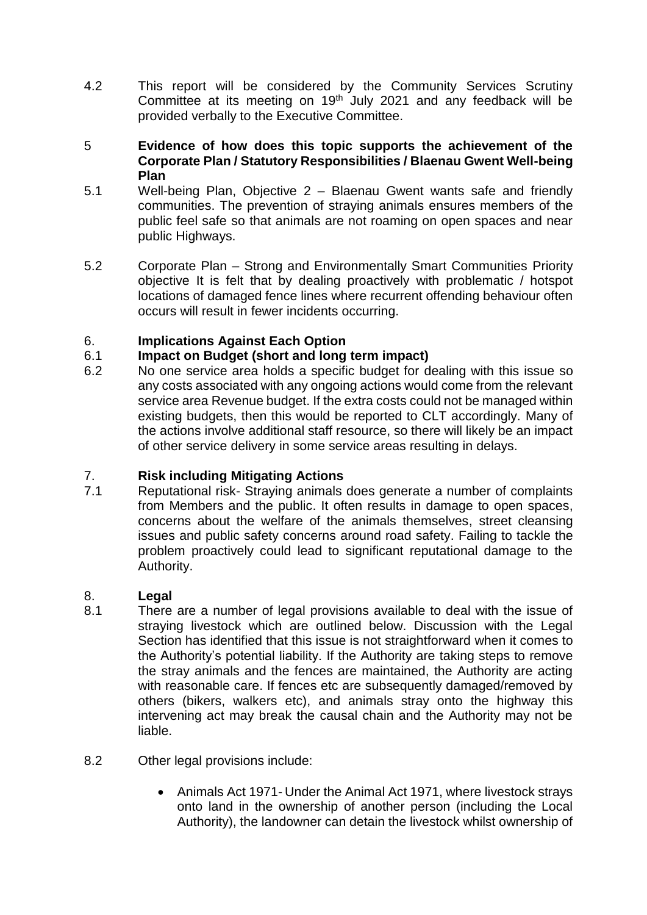4.2 This report will be considered by the Community Services Scrutiny Committee at its meeting on 19th July 2021 and any feedback will be provided verbally to the Executive Committee.

## 5 Evidence of how does this topic supports the achievement of the Corporate Plan / Statutory Responsibilities / Blaenau Gwent Well-being Plan

5.1 Well-being Plan, Objective 2 – Blaenau Gwent wants safe and friendly communities. The prevention of straying animals ensures members of the public feel safe so that animals are not roaming on open spaces and near public Highways.

5.2 Corporate Plan – Strong and Environmentally Smart Communities Priority objective It is felt that by dealing proactively with problematic / hotspot locations of damaged fence lines where recurrent offending behaviour often occurs will result in fewer incidents occurring.

## 6. Implications Against Each Option

### 6.1 Impact on Budget (short and long term impact)

6.2 No one service area holds a specific budget for dealing with this issue so any costs associated with any ongoing actions would come from the relevant service area Revenue budget. If the extra costs could not be managed within existing budgets, then this would be reported to CLT accordingly. Many of the actions involve additional staff resource, so there will likely be an impact of other service delivery in some service areas resulting in delays.

## 7. Risk including Mitigating Actions

7.1 Reputational risk- Straying animals does generate a number of complaints from Members and the public. It often results in damage to open spaces, concerns about the welfare of the animals themselves, street cleansing issues and public safety concerns around road safety. Failing to tackle the problem proactively could lead to significant reputational damage to the Authority.

## 8. Legal

8.1 There are a number of legal provisions available to deal with the issue of straying livestock which are outlined below. Discussion with the Legal Section has identified that this issue is not straightforward when it comes to the Authority's potential liability. If the Authority are taking steps to remove the stray animals and the fences are maintained, the Authority are acting with reasonable care. If fences etc are subsequently damaged/removed by others (bikers, walkers etc), and animals stray onto the highway this intervening act may break the causal chain and the Authority may not be liable.

8.2 Other legal provisions include:

- Animals Act 1971- Under the Animal Act 1971, where livestock strays onto land in the ownership of another person (including the Local Authority), the landowner can detain the livestock whilst ownership of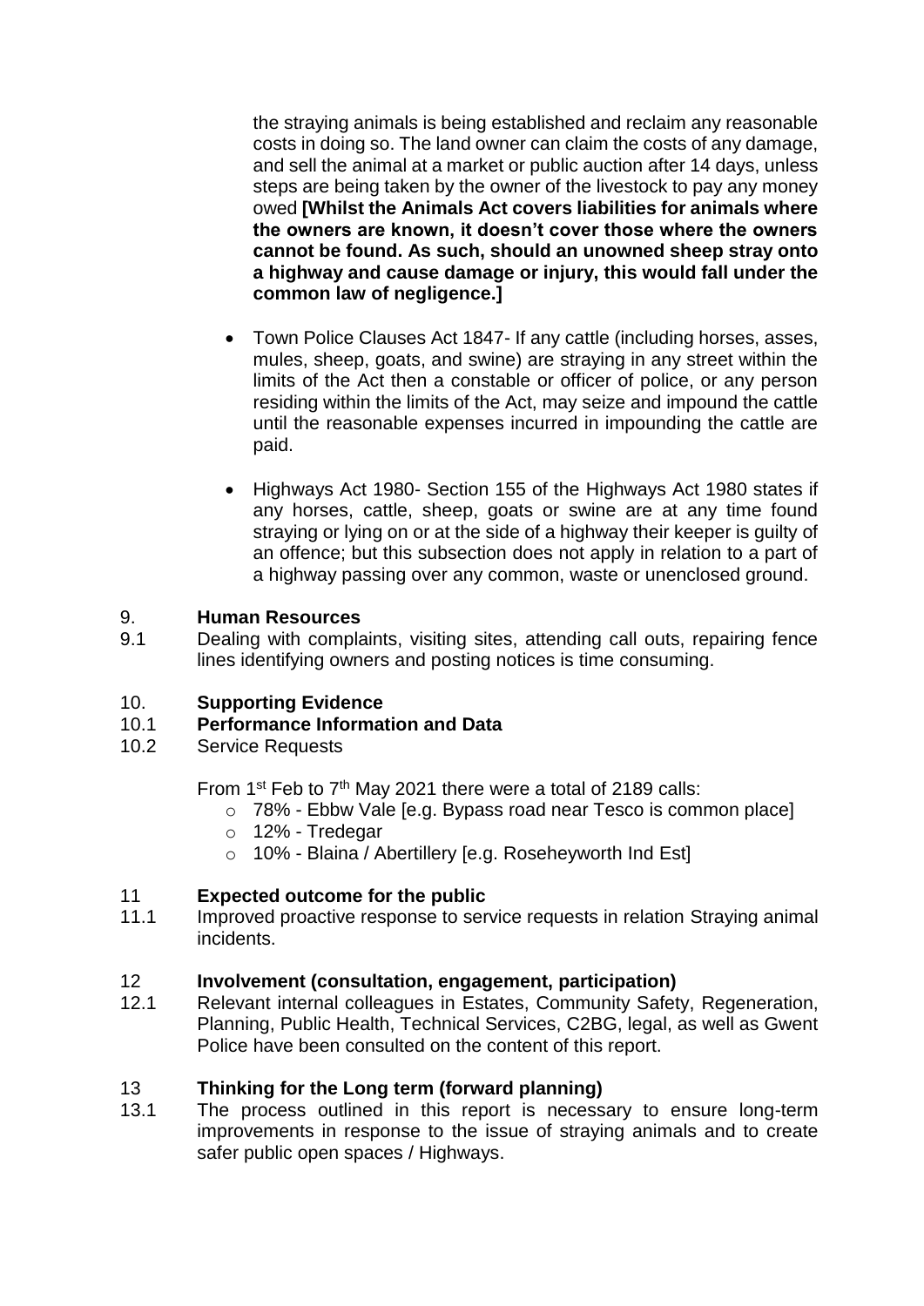the straying animals is being established and reclaim any reasonable costs in doing so. The land owner can claim the costs of any damage, and sell the animal at a market or public auction after 14 days, unless steps are being taken by the owner of the livestock to pay any money owed **[Whilst the Animals Act covers liabilities for animals where the owners are known, it doesn't cover those where the owners cannot be found. As such, should an unowned sheep stray onto a highway and cause damage or injury, this would fall under the common law of negligence.]**

- Town Police Clauses Act 1847- If any cattle (including horses, asses, mules, sheep, goats, and swine) are straying in any street within the limits of the Act then a constable or officer of police, or any person residing within the limits of the Act, may seize and impound the cattle until the reasonable expenses incurred in impounding the cattle are paid.
- Highways Act 1980- Section 155 of the Highways Act 1980 states if any horses, cattle, sheep, goats or swine are at any time found straying or lying on or at the side of a highway their keeper is guilty of an offence; but this subsection does not apply in relation to a part of a highway passing over any common, waste or unenclosed ground.

## 9. Human Resources

9.1 Dealing with complaints, visiting sites, attending call outs, repairing fence lines identifying owners and posting notices is time consuming.

## 10. Supporting Evidence

### 10.1 Performance Information and Data

10.2 Service Requests

From 1st Feb to 7th May 2021 there were a total of 2189 calls:

- 78% - Ebbw Vale [e.g. Bypass road near Tesco is common place]
- 12% - Tredegar
- 10% - Blaina / Abertillery [e.g. Roseheyworth Ind Est]

## 11 Expected outcome for the public

11.1 Improved proactive response to service requests in relation Straying animal incidents.

## 12 Involvement (consultation, engagement, participation)

12.1 Relevant internal colleagues in Estates, Community Safety, Regeneration, Planning, Public Health, Technical Services, C2BG, legal, as well as Gwent Police have been consulted on the content of this report.

## 13 Thinking for the Long term (forward planning)

13.1 The process outlined in this report is necessary to ensure long-term improvements in response to the issue of straying animals and to create safer public open spaces / Highways.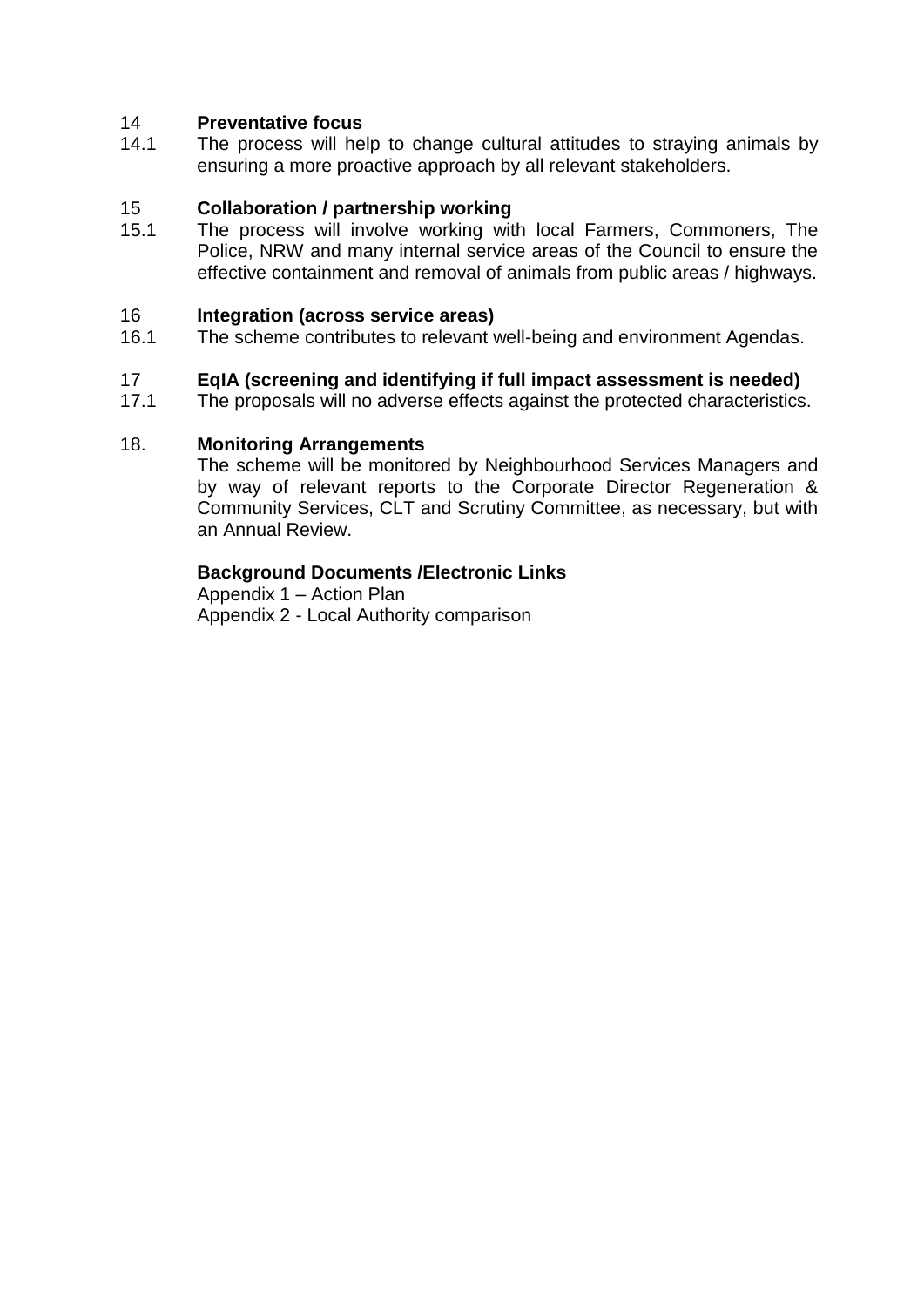## 14 Preventative focus

14.1 The process will help to change cultural attitudes to straying animals by ensuring a more proactive approach by all relevant stakeholders.

## 15 Collaboration / partnership working

15.1 The process will involve working with local Farmers, Commoners, The Police, NRW and many internal service areas of the Council to ensure the effective containment and removal of animals from public areas / highways.

## 16 Integration (across service areas)

16.1 The scheme contributes to relevant well-being and environment Agendas.

## 17 EqIA (screening and identifying if full impact assessment is needed)

17.1 The proposals will no adverse effects against the protected characteristics.

## 18. Monitoring Arrangements

The scheme will be monitored by Neighbourhood Services Managers and by way of relevant reports to the Corporate Director Regeneration & Community Services, CLT and Scrutiny Committee, as necessary, but with an Annual Review.

**Background Documents /Electronic Links**

Appendix 1 – Action Plan
Appendix 2 - Local Authority comparison